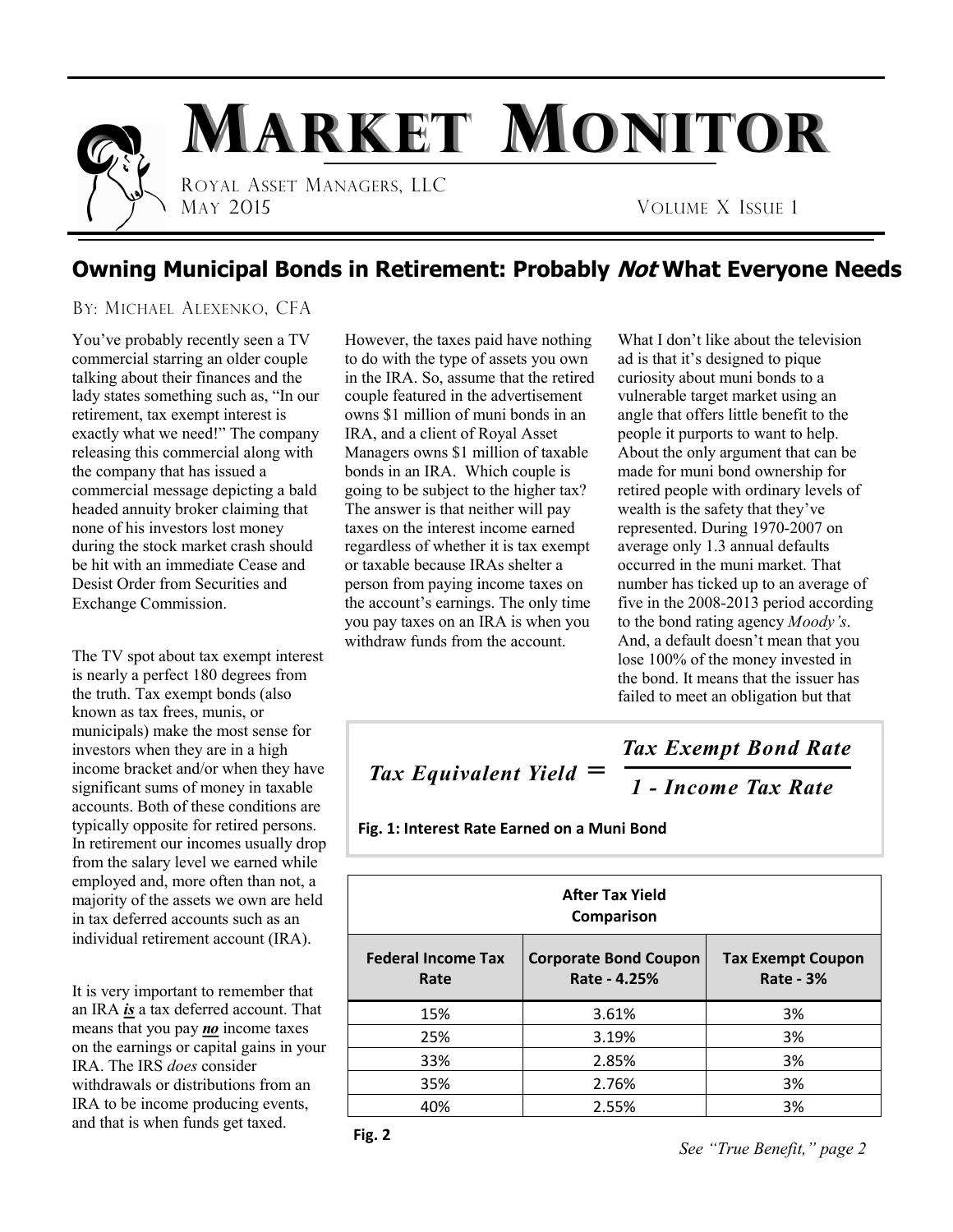# MARKET MONITOR

ROYAL ASSET MANAGERS, LLC
MAY 2015

VOLUME X ISSUE 1

## Owning Municipal Bonds in Retirement: Probably *Not* What Everyone Needs

BY: MICHAEL ALEXENKO, CFA

You've probably recently seen a TV commercial starring an older couple talking about their finances and the lady states something such as, "In our retirement, tax exempt interest is exactly what we need!" The company releasing this commercial along with the company that has issued a commercial message depicting a bald headed annuity broker claiming that none of his investors lost money during the stock market crash should be hit with an immediate Cease and Desist Order from Securities and Exchange Commission.

The TV spot about tax exempt interest is nearly a perfect 180 degrees from the truth. Tax exempt bonds (also known as tax frees, munis, or municipals) make the most sense for investors when they are in a high income bracket and/or when they have significant sums of money in taxable accounts. Both of these conditions are typically opposite for retired persons. In retirement our incomes usually drop from the salary level we earned while employed and, more often than not, a majority of the assets we own are held in tax deferred accounts such as an individual retirement account (IRA).

It is very important to remember that an IRA ***is*** a tax deferred account. That means that you pay ***no*** income taxes on the earnings or capital gains in your IRA. The IRS *does* consider withdrawals or distributions from an IRA to be income producing events, and that is when funds get taxed.

However, the taxes paid have nothing to do with the type of assets you own in the IRA. So, assume that the retired couple featured in the advertisement owns $1 million of muni bonds in an IRA, and a client of Royal Asset Managers owns $1 million of taxable bonds in an IRA. Which couple is going to be subject to the higher tax? The answer is that neither will pay taxes on the interest income earned regardless of whether it is tax exempt or taxable because IRAs shelter a person from paying income taxes on the account's earnings. The only time you pay taxes on an IRA is when you withdraw funds from the account.

What I don't like about the television ad is that it's designed to pique curiosity about muni bonds to a vulnerable target market using an angle that offers little benefit to the people it purports to want to help. About the only argument that can be made for muni bond ownership for retired people with ordinary levels of wealth is the safety that they've represented. During 1970-2007 on average only 1.3 annual defaults occurred in the muni market. That number has ticked up to an average of five in the 2008-2013 period according to the bond rating agency *Moody's*. And, a default doesn't mean that you lose 100% of the money invested in the bond. It means that the issuer has failed to meet an obligation but that

$$\textit{Tax Equivalent Yield} = \frac{\textit{Tax Exempt Bond Rate}}{\textit{1 - Income Tax Rate}}$$

**Fig. 1: Interest Rate Earned on a Muni Bond**

| After Tax Yield Comparison | | |
|---|---|---|
| **Federal Income Tax Rate** | **Corporate Bond Coupon Rate - 4.25%** | **Tax Exempt Coupon Rate - 3%** |
| 15% | 3.61% | 3% |
| 25% | 3.19% | 3% |
| 33% | 2.85% | 3% |
| 35% | 2.76% | 3% |
| 40% | 2.55% | 3% |

**Fig. 2**

*See "True Benefit," page 2*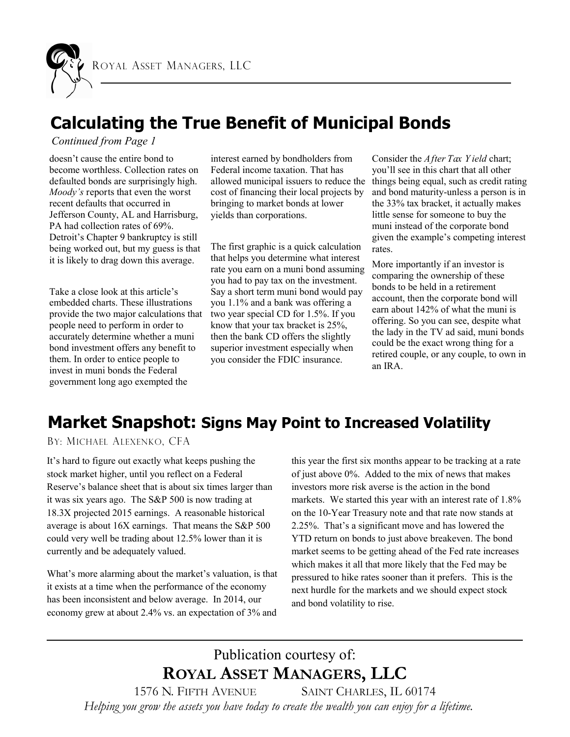ROYAL ASSET MANAGERS, LLC

# Calculating the True Benefit of Municipal Bonds

*Continued from Page 1*

doesn't cause the entire bond to become worthless. Collection rates on defaulted bonds are surprisingly high. *Moody's* reports that even the worst recent defaults that occurred in Jefferson County, AL and Harrisburg, PA had collection rates of 69%. Detroit's Chapter 9 bankruptcy is still being worked out, but my guess is that it is likely to drag down this average.

Take a close look at this article's embedded charts. These illustrations provide the two major calculations that people need to perform in order to accurately determine whether a muni bond investment offers any benefit to them. In order to entice people to invest in muni bonds the Federal government long ago exempted the interest earned by bondholders from Federal income taxation. That has allowed municipal issuers to reduce the cost of financing their local projects by bringing to market bonds at lower yields than corporations.

The first graphic is a quick calculation that helps you determine what interest rate you earn on a muni bond assuming you had to pay tax on the investment. Say a short term muni bond would pay you 1.1% and a bank was offering a two year special CD for 1.5%. If you know that your tax bracket is 25%, then the bank CD offers the slightly superior investment especially when you consider the FDIC insurance.

Consider the *After Tax Yield* chart; you'll see in this chart that all other things being equal, such as credit rating and bond maturity-unless a person is in the 33% tax bracket, it actually makes little sense for someone to buy the muni instead of the corporate bond given the example's competing interest rates.

More importantly if an investor is comparing the ownership of these bonds to be held in a retirement account, then the corporate bond will earn about 142% of what the muni is offering. So you can see, despite what the lady in the TV ad said, muni bonds could be the exact wrong thing for a retired couple, or any couple, to own in an IRA.

# Market Snapshot: Signs May Point to Increased Volatility

BY: MICHAEL ALEXENKO, CFA

It's hard to figure out exactly what keeps pushing the stock market higher, until you reflect on a Federal Reserve's balance sheet that is about six times larger than it was six years ago. The S&P 500 is now trading at 18.3X projected 2015 earnings. A reasonable historical average is about 16X earnings. That means the S&P 500 could very well be trading about 12.5% lower than it is currently and be adequately valued.

What's more alarming about the market's valuation, is that it exists at a time when the performance of the economy has been inconsistent and below average. In 2014, our economy grew at about 2.4% vs. an expectation of 3% and this year the first six months appear to be tracking at a rate of just above 0%. Added to the mix of news that makes investors more risk averse is the action in the bond markets. We started this year with an interest rate of 1.8% on the 10-Year Treasury note and that rate now stands at 2.25%. That's a significant move and has lowered the YTD return on bonds to just above breakeven. The bond market seems to be getting ahead of the Fed rate increases which makes it all that more likely that the Fed may be pressured to hike rates sooner than it prefers. This is the next hurdle for the markets and we should expect stock and bond volatility to rise.

---

Publication courtesy of:

**ROYAL ASSET MANAGERS, LLC**

1576 N. FIFTH AVENUE    SAINT CHARLES, IL 60174

*Helping you grow the assets you have today to create the wealth you can enjoy for a lifetime.*